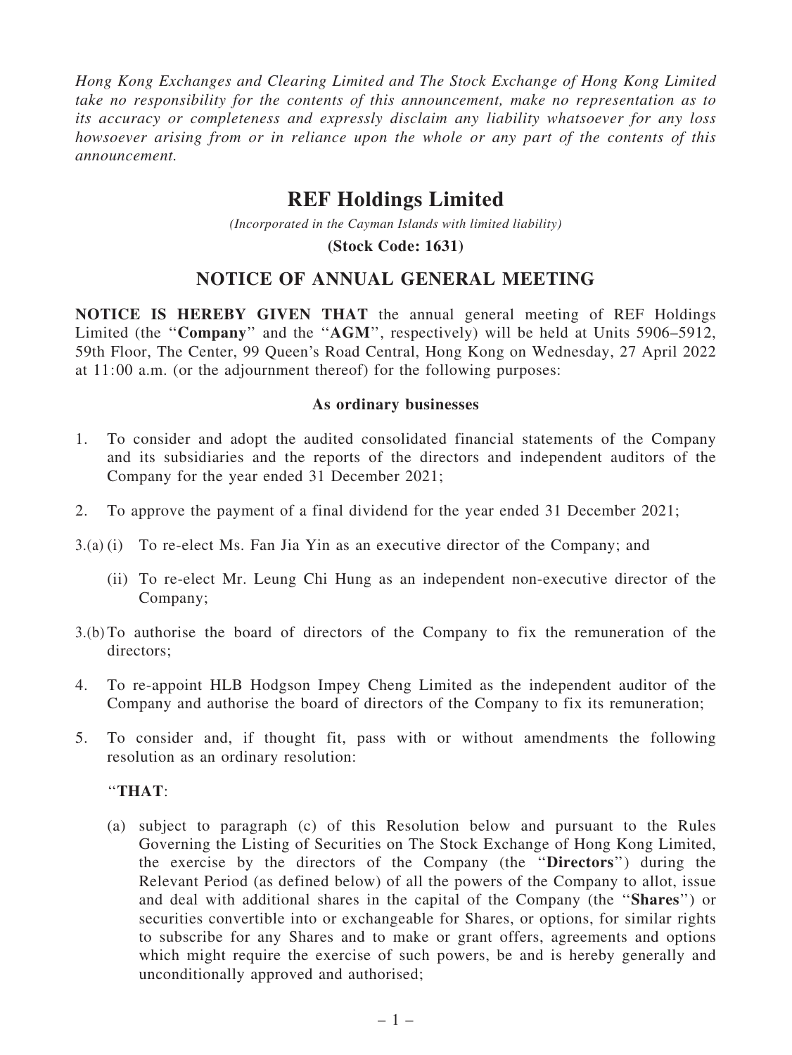*Hong Kong Exchanges and Clearing Limited and The Stock Exchange of Hong Kong Limited take no responsibility for the contents of this announcement, make no representation as to its accuracy or completeness and expressly disclaim any liability whatsoever for any loss howsoever arising from or in reliance upon the whole or any part of the contents of this announcement.*

# REF Holdings Limited

*(Incorporated in the Cayman Islands with limited liability)*

**(Stock Code: 1631)**

## NOTICE OF ANNUAL GENERAL MEETING

**NOTICE IS HEREBY GIVEN THAT** the annual general meeting of REF Holdings Limited (the "**Company**" and the "**AGM**", respectively) will be held at Units 5906–5912, 59th Floor, The Center, 99 Queen's Road Central, Hong Kong on Wednesday, 27 April 2022 at 11:00 a.m. (or the adjournment thereof) for the following purposes:

**As ordinary businesses**

1. To consider and adopt the audited consolidated financial statements of the Company and its subsidiaries and the reports of the directors and independent auditors of the Company for the year ended 31 December 2021;

2. To approve the payment of a final dividend for the year ended 31 December 2021;

3.(a) (i) To re-elect Ms. Fan Jia Yin as an executive director of the Company; and

(ii) To re-elect Mr. Leung Chi Hung as an independent non-executive director of the Company;

3.(b) To authorise the board of directors of the Company to fix the remuneration of the directors;

4. To re-appoint HLB Hodgson Impey Cheng Limited as the independent auditor of the Company and authorise the board of directors of the Company to fix its remuneration;

5. To consider and, if thought fit, pass with or without amendments the following resolution as an ordinary resolution:

"**THAT**:

(a) subject to paragraph (c) of this Resolution below and pursuant to the Rules Governing the Listing of Securities on The Stock Exchange of Hong Kong Limited, the exercise by the directors of the Company (the "**Directors**") during the Relevant Period (as defined below) of all the powers of the Company to allot, issue and deal with additional shares in the capital of the Company (the "**Shares**") or securities convertible into or exchangeable for Shares, or options, for similar rights to subscribe for any Shares and to make or grant offers, agreements and options which might require the exercise of such powers, be and is hereby generally and unconditionally approved and authorised;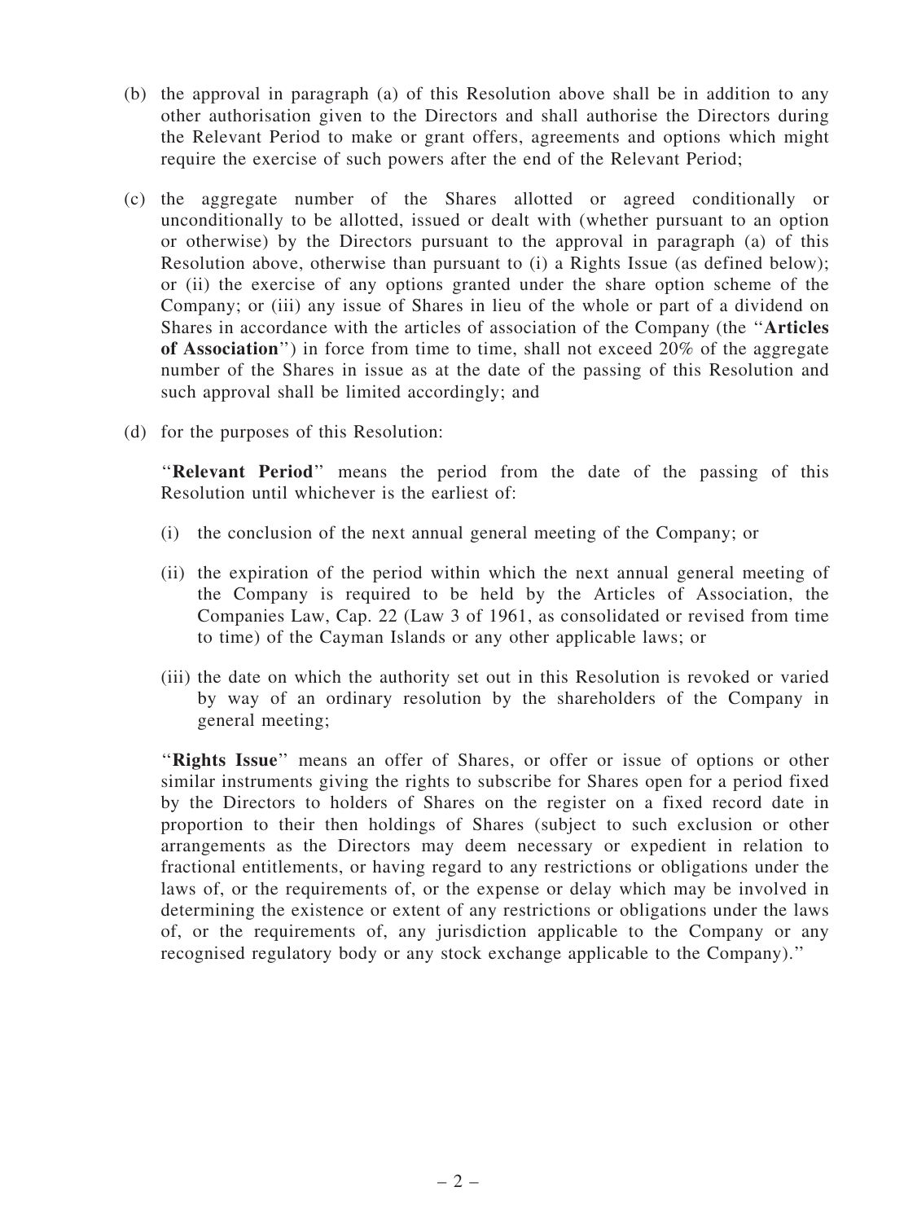(b) the approval in paragraph (a) of this Resolution above shall be in addition to any other authorisation given to the Directors and shall authorise the Directors during the Relevant Period to make or grant offers, agreements and options which might require the exercise of such powers after the end of the Relevant Period;

(c) the aggregate number of the Shares allotted or agreed conditionally or unconditionally to be allotted, issued or dealt with (whether pursuant to an option or otherwise) by the Directors pursuant to the approval in paragraph (a) of this Resolution above, otherwise than pursuant to (i) a Rights Issue (as defined below); or (ii) the exercise of any options granted under the share option scheme of the Company; or (iii) any issue of Shares in lieu of the whole or part of a dividend on Shares in accordance with the articles of association of the Company (the ''**Articles of Association**'') in force from time to time, shall not exceed 20% of the aggregate number of the Shares in issue as at the date of the passing of this Resolution and such approval shall be limited accordingly; and

(d) for the purposes of this Resolution:

''**Relevant Period**'' means the period from the date of the passing of this Resolution until whichever is the earliest of:

(i) the conclusion of the next annual general meeting of the Company; or

(ii) the expiration of the period within which the next annual general meeting of the Company is required to be held by the Articles of Association, the Companies Law, Cap. 22 (Law 3 of 1961, as consolidated or revised from time to time) of the Cayman Islands or any other applicable laws; or

(iii) the date on which the authority set out in this Resolution is revoked or varied by way of an ordinary resolution by the shareholders of the Company in general meeting;

''**Rights Issue**'' means an offer of Shares, or offer or issue of options or other similar instruments giving the rights to subscribe for Shares open for a period fixed by the Directors to holders of Shares on the register on a fixed record date in proportion to their then holdings of Shares (subject to such exclusion or other arrangements as the Directors may deem necessary or expedient in relation to fractional entitlements, or having regard to any restrictions or obligations under the laws of, or the requirements of, or the expense or delay which may be involved in determining the existence or extent of any restrictions or obligations under the laws of, or the requirements of, any jurisdiction applicable to the Company or any recognised regulatory body or any stock exchange applicable to the Company).''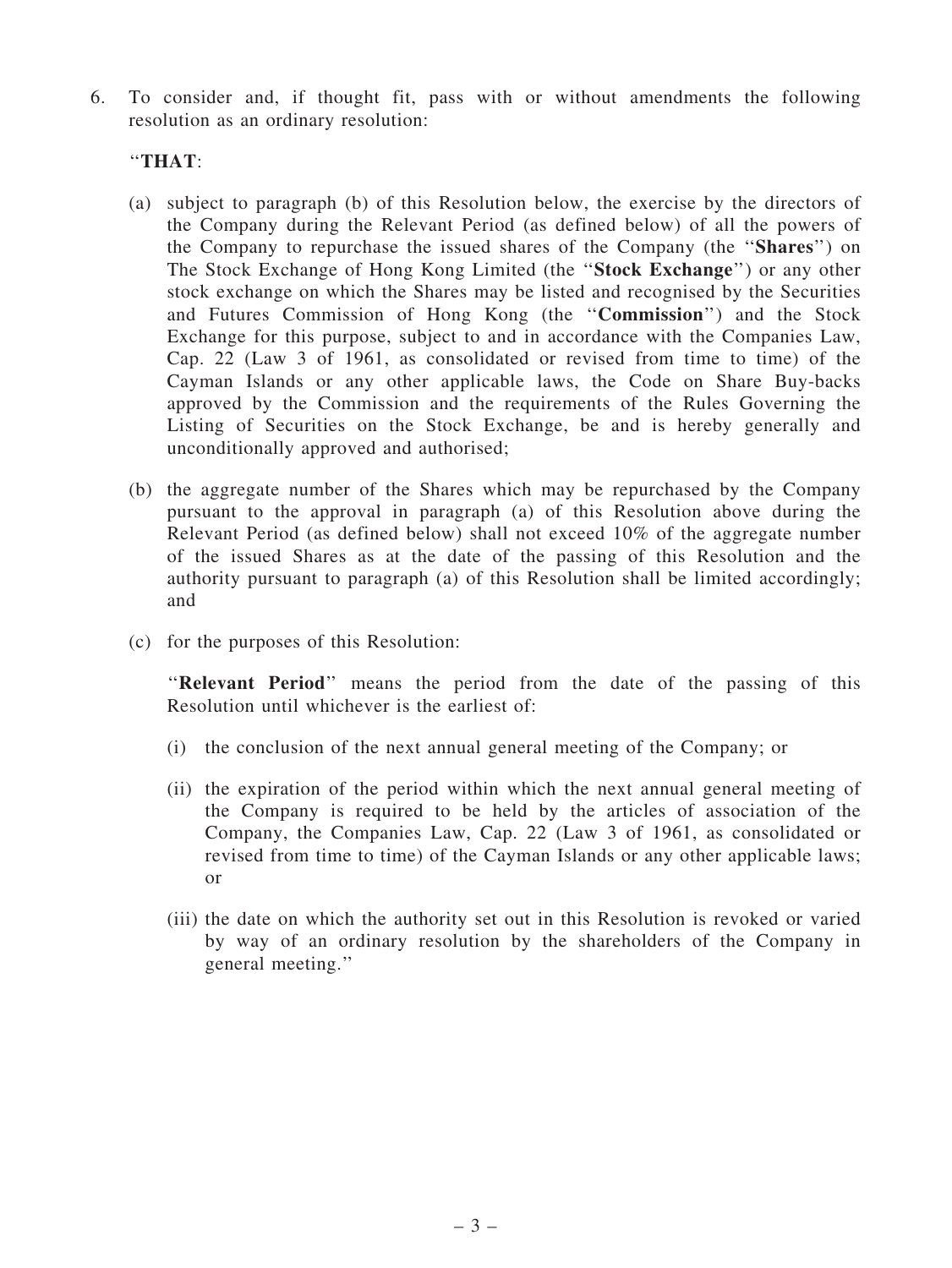6. To consider and, if thought fit, pass with or without amendments the following resolution as an ordinary resolution:

"**THAT**:

(a) subject to paragraph (b) of this Resolution below, the exercise by the directors of the Company during the Relevant Period (as defined below) of all the powers of the Company to repurchase the issued shares of the Company (the "**Shares**") on The Stock Exchange of Hong Kong Limited (the "**Stock Exchange**") or any other stock exchange on which the Shares may be listed and recognised by the Securities and Futures Commission of Hong Kong (the "**Commission**") and the Stock Exchange for this purpose, subject to and in accordance with the Companies Law, Cap. 22 (Law 3 of 1961, as consolidated or revised from time to time) of the Cayman Islands or any other applicable laws, the Code on Share Buy-backs approved by the Commission and the requirements of the Rules Governing the Listing of Securities on the Stock Exchange, be and is hereby generally and unconditionally approved and authorised;

(b) the aggregate number of the Shares which may be repurchased by the Company pursuant to the approval in paragraph (a) of this Resolution above during the Relevant Period (as defined below) shall not exceed 10% of the aggregate number of the issued Shares as at the date of the passing of this Resolution and the authority pursuant to paragraph (a) of this Resolution shall be limited accordingly; and

(c) for the purposes of this Resolution:

"**Relevant Period**" means the period from the date of the passing of this Resolution until whichever is the earliest of:

(i) the conclusion of the next annual general meeting of the Company; or

(ii) the expiration of the period within which the next annual general meeting of the Company is required to be held by the articles of association of the Company, the Companies Law, Cap. 22 (Law 3 of 1961, as consolidated or revised from time to time) of the Cayman Islands or any other applicable laws; or

(iii) the date on which the authority set out in this Resolution is revoked or varied by way of an ordinary resolution by the shareholders of the Company in general meeting."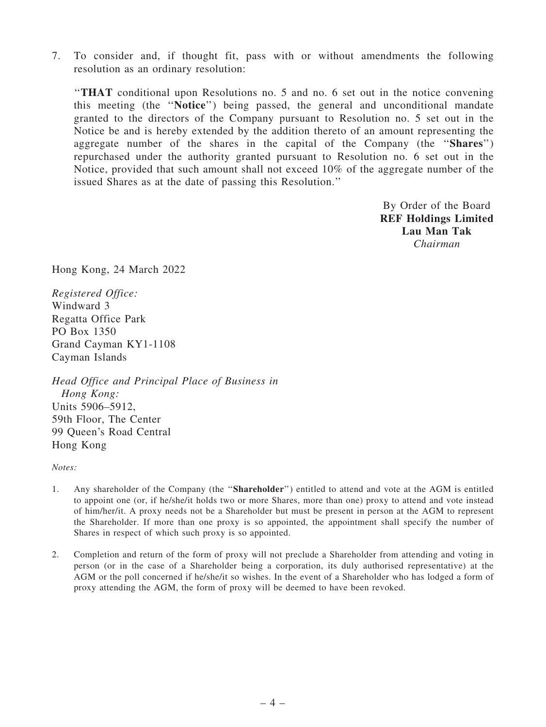7. To consider and, if thought fit, pass with or without amendments the following resolution as an ordinary resolution:

   ''**THAT** conditional upon Resolutions no. 5 and no. 6 set out in the notice convening this meeting (the ''**Notice**'') being passed, the general and unconditional mandate granted to the directors of the Company pursuant to Resolution no. 5 set out in the Notice be and is hereby extended by the addition thereto of an amount representing the aggregate number of the shares in the capital of the Company (the ''**Shares**'') repurchased under the authority granted pursuant to Resolution no. 6 set out in the Notice, provided that such amount shall not exceed 10% of the aggregate number of the issued Shares as at the date of passing this Resolution.''

By Order of the Board
**REF Holdings Limited**
**Lau Man Tak**
*Chairman*

Hong Kong, 24 March 2022

*Registered Office:*
Windward 3
Regatta Office Park
PO Box 1350
Grand Cayman KY1-1108
Cayman Islands

*Head Office and Principal Place of Business in Hong Kong:*
Units 5906–5912,
59th Floor, The Center
99 Queen's Road Central
Hong Kong

*Notes:*

1. Any shareholder of the Company (the ''**Shareholder**'') entitled to attend and vote at the AGM is entitled to appoint one (or, if he/she/it holds two or more Shares, more than one) proxy to attend and vote instead of him/her/it. A proxy needs not be a Shareholder but must be present in person at the AGM to represent the Shareholder. If more than one proxy is so appointed, the appointment shall specify the number of Shares in respect of which such proxy is so appointed.

2. Completion and return of the form of proxy will not preclude a Shareholder from attending and voting in person (or in the case of a Shareholder being a corporation, its duly authorised representative) at the AGM or the poll concerned if he/she/it so wishes. In the event of a Shareholder who has lodged a form of proxy attending the AGM, the form of proxy will be deemed to have been revoked.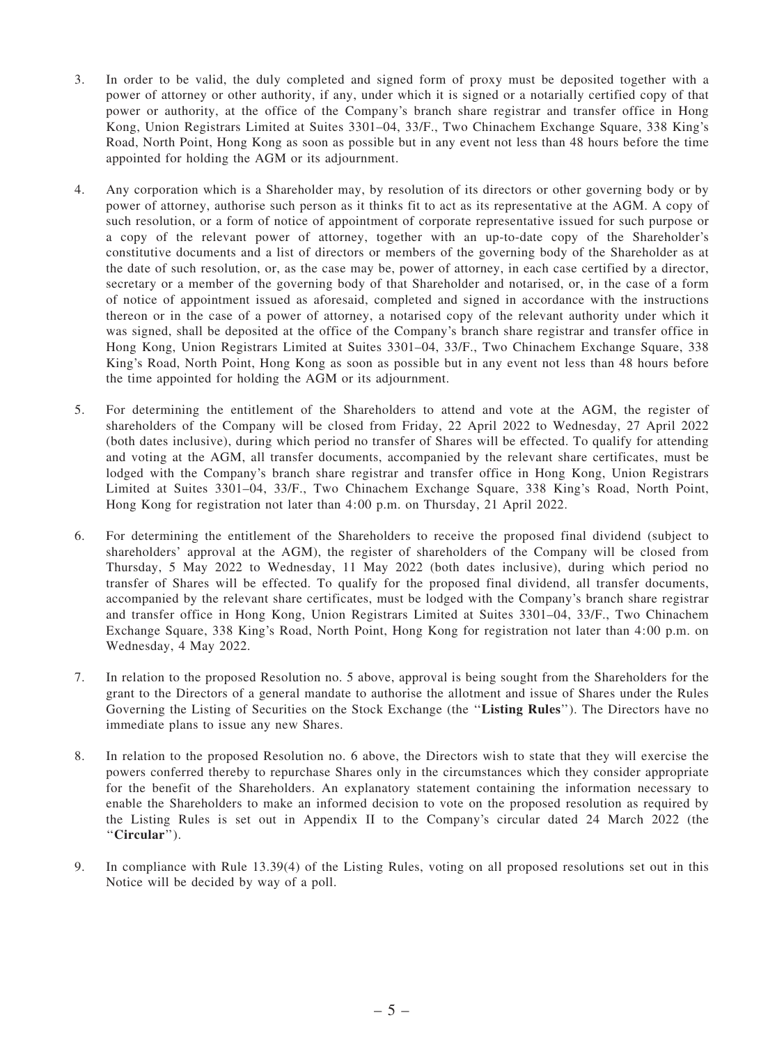3. In order to be valid, the duly completed and signed form of proxy must be deposited together with a power of attorney or other authority, if any, under which it is signed or a notarially certified copy of that power or authority, at the office of the Company's branch share registrar and transfer office in Hong Kong, Union Registrars Limited at Suites 3301–04, 33/F., Two Chinachem Exchange Square, 338 King's Road, North Point, Hong Kong as soon as possible but in any event not less than 48 hours before the time appointed for holding the AGM or its adjournment.

4. Any corporation which is a Shareholder may, by resolution of its directors or other governing body or by power of attorney, authorise such person as it thinks fit to act as its representative at the AGM. A copy of such resolution, or a form of notice of appointment of corporate representative issued for such purpose or a copy of the relevant power of attorney, together with an up-to-date copy of the Shareholder's constitutive documents and a list of directors or members of the governing body of the Shareholder as at the date of such resolution, or, as the case may be, power of attorney, in each case certified by a director, secretary or a member of the governing body of that Shareholder and notarised, or, in the case of a form of notice of appointment issued as aforesaid, completed and signed in accordance with the instructions thereon or in the case of a power of attorney, a notarised copy of the relevant authority under which it was signed, shall be deposited at the office of the Company's branch share registrar and transfer office in Hong Kong, Union Registrars Limited at Suites 3301–04, 33/F., Two Chinachem Exchange Square, 338 King's Road, North Point, Hong Kong as soon as possible but in any event not less than 48 hours before the time appointed for holding the AGM or its adjournment.

5. For determining the entitlement of the Shareholders to attend and vote at the AGM, the register of shareholders of the Company will be closed from Friday, 22 April 2022 to Wednesday, 27 April 2022 (both dates inclusive), during which period no transfer of Shares will be effected. To qualify for attending and voting at the AGM, all transfer documents, accompanied by the relevant share certificates, must be lodged with the Company's branch share registrar and transfer office in Hong Kong, Union Registrars Limited at Suites 3301–04, 33/F., Two Chinachem Exchange Square, 338 King's Road, North Point, Hong Kong for registration not later than 4:00 p.m. on Thursday, 21 April 2022.

6. For determining the entitlement of the Shareholders to receive the proposed final dividend (subject to shareholders' approval at the AGM), the register of shareholders of the Company will be closed from Thursday, 5 May 2022 to Wednesday, 11 May 2022 (both dates inclusive), during which period no transfer of Shares will be effected. To qualify for the proposed final dividend, all transfer documents, accompanied by the relevant share certificates, must be lodged with the Company's branch share registrar and transfer office in Hong Kong, Union Registrars Limited at Suites 3301–04, 33/F., Two Chinachem Exchange Square, 338 King's Road, North Point, Hong Kong for registration not later than 4:00 p.m. on Wednesday, 4 May 2022.

7. In relation to the proposed Resolution no. 5 above, approval is being sought from the Shareholders for the grant to the Directors of a general mandate to authorise the allotment and issue of Shares under the Rules Governing the Listing of Securities on the Stock Exchange (the "**Listing Rules**"). The Directors have no immediate plans to issue any new Shares.

8. In relation to the proposed Resolution no. 6 above, the Directors wish to state that they will exercise the powers conferred thereby to repurchase Shares only in the circumstances which they consider appropriate for the benefit of the Shareholders. An explanatory statement containing the information necessary to enable the Shareholders to make an informed decision to vote on the proposed resolution as required by the Listing Rules is set out in Appendix II to the Company's circular dated 24 March 2022 (the "**Circular**").

9. In compliance with Rule 13.39(4) of the Listing Rules, voting on all proposed resolutions set out in this Notice will be decided by way of a poll.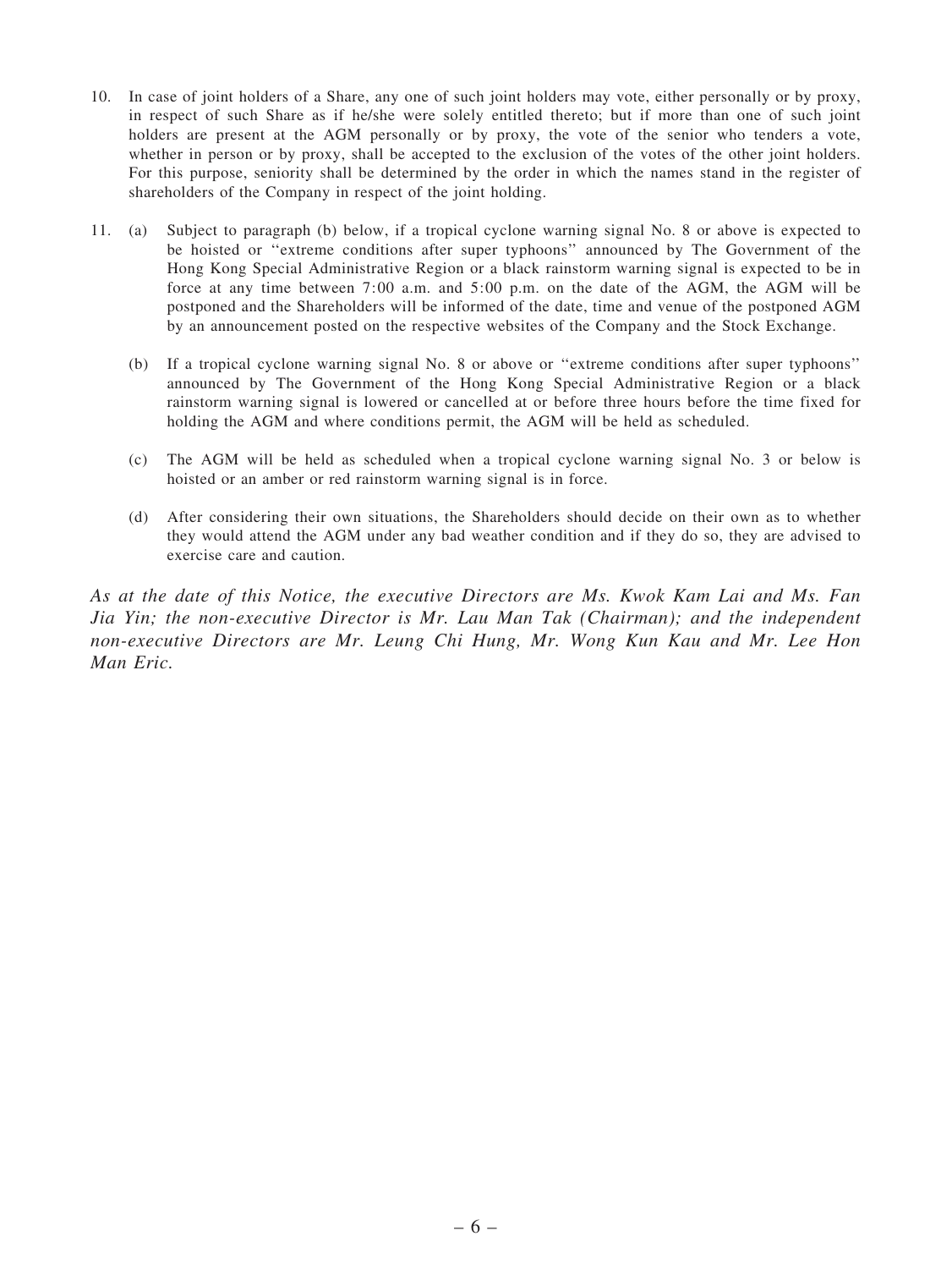10. In case of joint holders of a Share, any one of such joint holders may vote, either personally or by proxy, in respect of such Share as if he/she were solely entitled thereto; but if more than one of such joint holders are present at the AGM personally or by proxy, the vote of the senior who tenders a vote, whether in person or by proxy, shall be accepted to the exclusion of the votes of the other joint holders. For this purpose, seniority shall be determined by the order in which the names stand in the register of shareholders of the Company in respect of the joint holding.

11. (a) Subject to paragraph (b) below, if a tropical cyclone warning signal No. 8 or above is expected to be hoisted or ''extreme conditions after super typhoons'' announced by The Government of the Hong Kong Special Administrative Region or a black rainstorm warning signal is expected to be in force at any time between 7:00 a.m. and 5:00 p.m. on the date of the AGM, the AGM will be postponed and the Shareholders will be informed of the date, time and venue of the postponed AGM by an announcement posted on the respective websites of the Company and the Stock Exchange.

    (b) If a tropical cyclone warning signal No. 8 or above or ''extreme conditions after super typhoons'' announced by The Government of the Hong Kong Special Administrative Region or a black rainstorm warning signal is lowered or cancelled at or before three hours before the time fixed for holding the AGM and where conditions permit, the AGM will be held as scheduled.

    (c) The AGM will be held as scheduled when a tropical cyclone warning signal No. 3 or below is hoisted or an amber or red rainstorm warning signal is in force.

    (d) After considering their own situations, the Shareholders should decide on their own as to whether they would attend the AGM under any bad weather condition and if they do so, they are advised to exercise care and caution.

*As at the date of this Notice, the executive Directors are Ms. Kwok Kam Lai and Ms. Fan Jia Yin; the non-executive Director is Mr. Lau Man Tak (Chairman); and the independent non-executive Directors are Mr. Leung Chi Hung, Mr. Wong Kun Kau and Mr. Lee Hon Man Eric.*